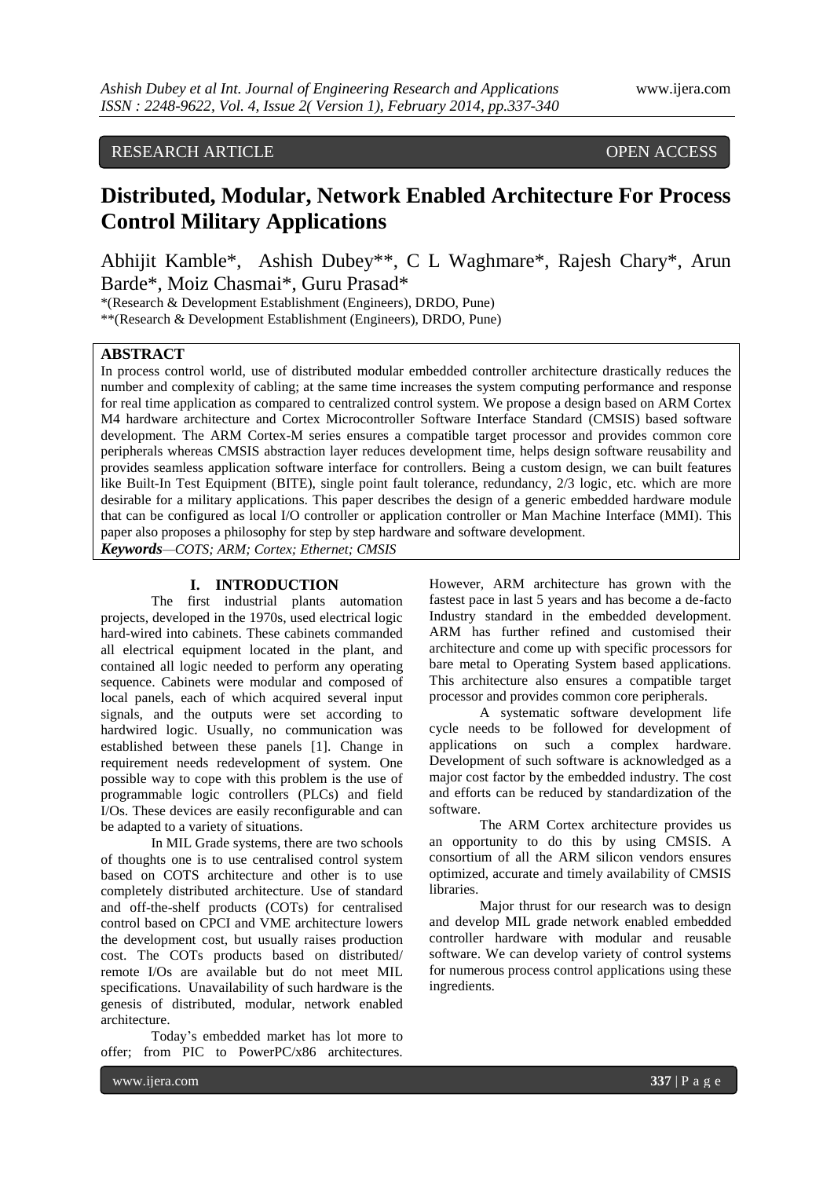RESEARCH ARTICLE OPEN ACCESS

# Distributed, Modular, Network Enabled Architecture For Process Control Military Applications

Abhijit Kamble*, Ashish Dubey**, C L Waghmare*, Rajesh Chary*, Arun Barde*, Moiz Chasmai*, Guru Prasad*

*(Research & Development Establishment (Engineers), DRDO, Pune)
**(Research & Development Establishment (Engineers), DRDO, Pune)

## ABSTRACT

In process control world, use of distributed modular embedded controller architecture drastically reduces the number and complexity of cabling; at the same time increases the system computing performance and response for real time application as compared to centralized control system. We propose a design based on ARM Cortex M4 hardware architecture and Cortex Microcontroller Software Interface Standard (CMSIS) based software development. The ARM Cortex-M series ensures a compatible target processor and provides common core peripherals whereas CMSIS abstraction layer reduces development time, helps design software reusability and provides seamless application software interface for controllers. Being a custom design, we can built features like Built-In Test Equipment (BITE), single point fault tolerance, redundancy, 2/3 logic, etc. which are more desirable for a military applications. This paper describes the design of a generic embedded hardware module that can be configured as local I/O controller or application controller or Man Machine Interface (MMI). This paper also proposes a philosophy for step by step hardware and software development.

***Keywords***—*COTS; ARM; Cortex; Ethernet; CMSIS*

## I. INTRODUCTION

The first industrial plants automation projects, developed in the 1970s, used electrical logic hard-wired into cabinets. These cabinets commanded all electrical equipment located in the plant, and contained all logic needed to perform any operating sequence. Cabinets were modular and composed of local panels, each of which acquired several input signals, and the outputs were set according to hardwired logic. Usually, no communication was established between these panels [1]. Change in requirement needs redevelopment of system. One possible way to cope with this problem is the use of programmable logic controllers (PLCs) and field I/Os. These devices are easily reconfigurable and can be adapted to a variety of situations.

In MIL Grade systems, there are two schools of thoughts one is to use centralised control system based on COTS architecture and other is to use completely distributed architecture. Use of standard and off-the-shelf products (COTs) for centralised control based on CPCI and VME architecture lowers the development cost, but usually raises production cost. The COTs products based on distributed/ remote I/Os are available but do not meet MIL specifications. Unavailability of such hardware is the genesis of distributed, modular, network enabled architecture.

Today's embedded market has lot more to offer; from PIC to PowerPC/x86 architectures. However, ARM architecture has grown with the fastest pace in last 5 years and has become a de-facto Industry standard in the embedded development. ARM has further refined and customised their architecture and come up with specific processors for bare metal to Operating System based applications. This architecture also ensures a compatible target processor and provides common core peripherals.

A systematic software development life cycle needs to be followed for development of applications on such a complex hardware. Development of such software is acknowledged as a major cost factor by the embedded industry. The cost and efforts can be reduced by standardization of the software.

The ARM Cortex architecture provides us an opportunity to do this by using CMSIS. A consortium of all the ARM silicon vendors ensures optimized, accurate and timely availability of CMSIS libraries.

Major thrust for our research was to design and develop MIL grade network enabled embedded controller hardware with modular and reusable software. We can develop variety of control systems for numerous process control applications using these ingredients.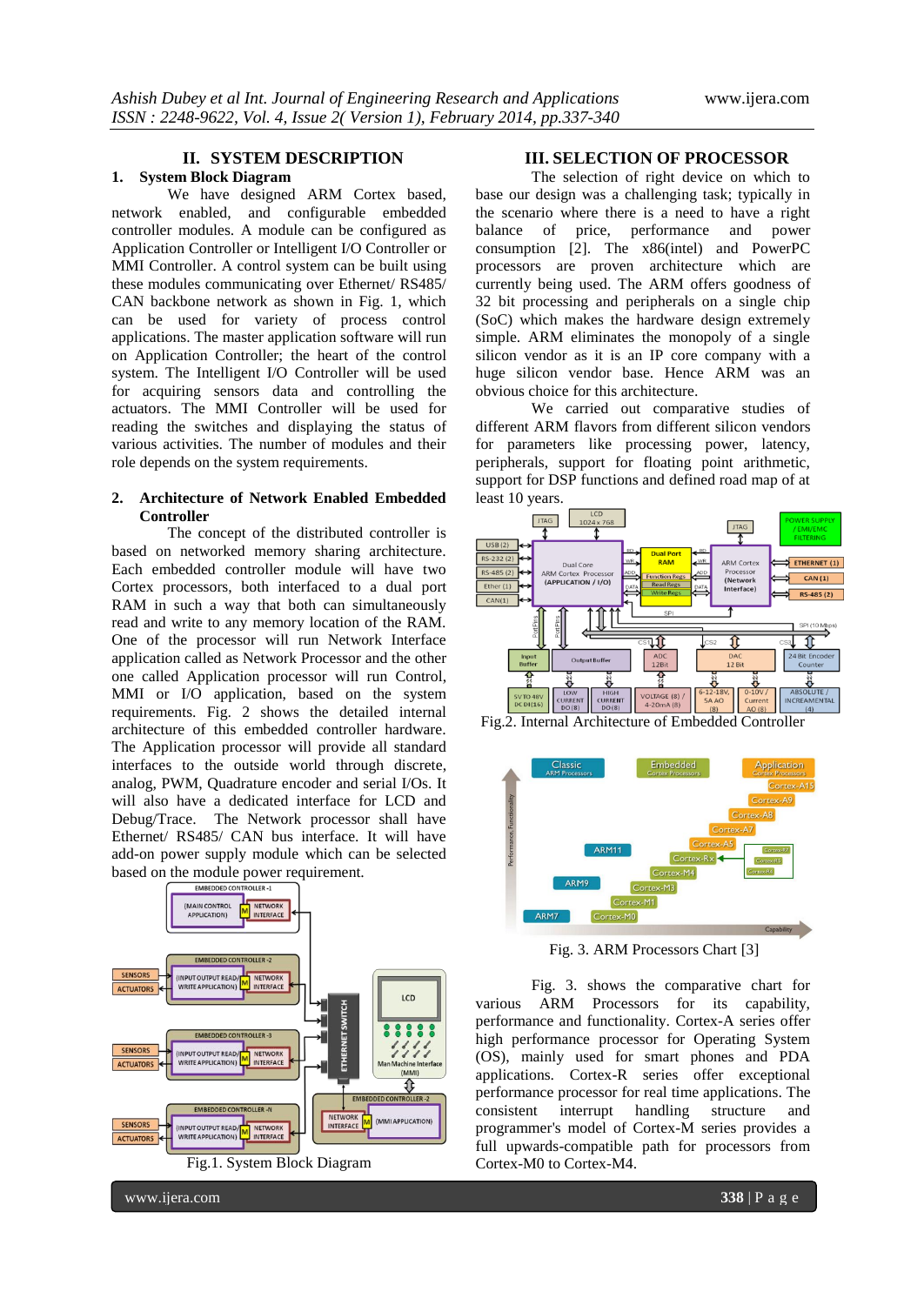## II. SYSTEM DESCRIPTION

### 1. System Block Diagram

We have designed ARM Cortex based, network enabled, and configurable embedded controller modules. A module can be configured as Application Controller or Intelligent I/O Controller or MMI Controller. A control system can be built using these modules communicating over Ethernet/ RS485/ CAN backbone network as shown in Fig. 1, which can be used for variety of process control applications. The master application software will run on Application Controller; the heart of the control system. The Intelligent I/O Controller will be used for acquiring sensors data and controlling the actuators. The MMI Controller will be used for reading the switches and displaying the status of various activities. The number of modules and their role depends on the system requirements.

### 2. Architecture of Network Enabled Embedded Controller

The concept of the distributed controller is based on networked memory sharing architecture. Each embedded controller module will have two Cortex processors, both interfaced to a dual port RAM in such a way that both can simultaneously read and write to any memory location of the RAM. One of the processor will run Network Interface application called as Network Processor and the other one called Application processor will run Control, MMI or I/O application, based on the system requirements. Fig. 2 shows the detailed internal architecture of this embedded controller hardware. The Application processor will provide all standard interfaces to the outside world through discrete, analog, PWM, Quadrature encoder and serial I/Os. It will also have a dedicated interface for LCD and Debug/Trace. The Network processor shall have Ethernet/ RS485/ CAN bus interface. It will have add-on power supply module which can be selected based on the module power requirement.

Fig.1. System Block Diagram

## III. SELECTION OF PROCESSOR

The selection of right device on which to base our design was a challenging task; typically in the scenario where there is a need to have a right balance of price, performance and power consumption [2]. The x86(intel) and PowerPC processors are proven architecture which are currently being used. The ARM offers goodness of 32 bit processing and peripherals on a single chip (SoC) which makes the hardware design extremely simple. ARM eliminates the monopoly of a single silicon vendor as it is an IP core company with a huge silicon vendor base. Hence ARM was an obvious choice for this architecture.

We carried out comparative studies of different ARM flavors from different silicon vendors for parameters like processing power, latency, peripherals, support for floating point arithmetic, support for DSP functions and defined road map of at least 10 years.

Fig.2. Internal Architecture of Embedded Controller

Fig. 3. ARM Processors Chart [3]

Fig. 3. shows the comparative chart for various ARM Processors for its capability, performance and functionality. Cortex-A series offer high performance processor for Operating System (OS), mainly used for smart phones and PDA applications. Cortex-R series offer exceptional performance processor for real time applications. The consistent interrupt handling structure and programmer's model of Cortex-M series provides a full upwards-compatible path for processors from Cortex-M0 to Cortex-M4.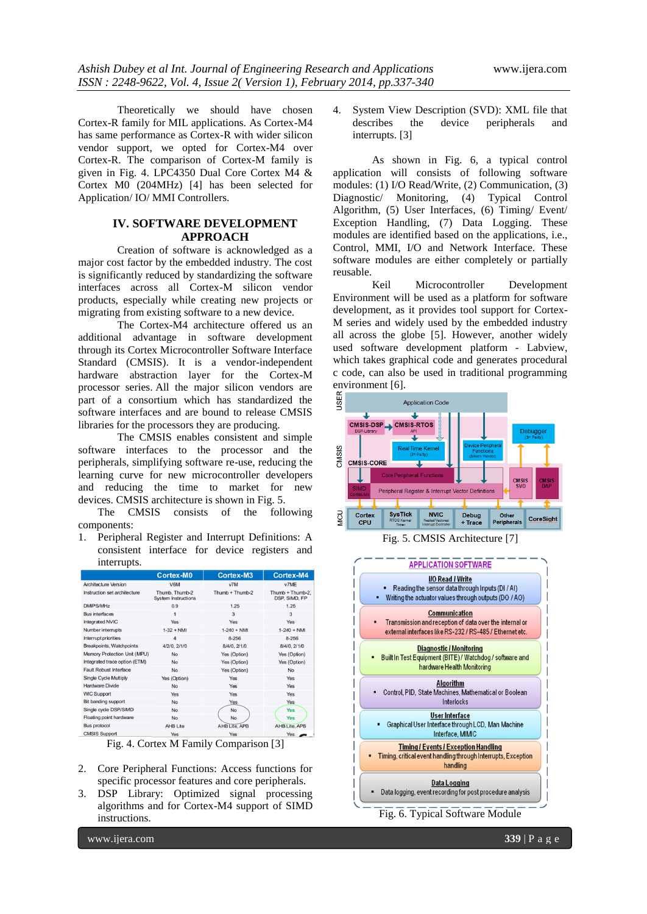Theoretically we should have chosen Cortex-R family for MIL applications. As Cortex-M4 has same performance as Cortex-R with wider silicon vendor support, we opted for Cortex-M4 over Cortex-R. The comparison of Cortex-M family is given in Fig. 4. LPC4350 Dual Core Cortex M4 & Cortex M0 (204MHz) [4] has been selected for Application/ IO/ MMI Controllers.

## IV. SOFTWARE DEVELOPMENT APPROACH

Creation of software is acknowledged as a major cost factor by the embedded industry. The cost is significantly reduced by standardizing the software interfaces across all Cortex-M silicon vendor products, especially while creating new projects or migrating from existing software to a new device.

The Cortex-M4 architecture offered us an additional advantage in software development through its Cortex Microcontroller Software Interface Standard (CMSIS). It is a vendor-independent hardware abstraction layer for the Cortex-M processor series. All the major silicon vendors are part of a consortium which has standardized the software interfaces and are bound to release CMSIS libraries for the processors they are producing.

The CMSIS enables consistent and simple software interfaces to the processor and the peripherals, simplifying software re-use, reducing the learning curve for new microcontroller developers and reducing the time to market for new devices. CMSIS architecture is shown in Fig. 5.

The CMSIS consists of the following components:

1. Peripheral Register and Interrupt Definitions: A consistent interface for device registers and interrupts.

| | Cortex-M0 | Cortex-M3 | Cortex-M4 |
|---|---|---|---|
| Architecture Version | V6M | v7M | v7ME |
| Instruction set architecture | Thumb, Thumb-2 System Instructions | Thumb + Thumb-2 | Thumb + Thumb-2, DSP, SIMD, FP |
| DMIPS/MHz | 0.9 | 1.25 | 1.25 |
| Bus interfaces | 1 | 3 | 3 |
| Integrated NVIC | Yes | Yes | Yes |
| Number interrupts | 1-32 + NMI | 1-240 + NMI | 1-240 + NMI |
| Interrupt priorities | 4 | 8-256 | 8-256 |
| Breakpoints, Watchpoints | 4/2/0, 2/1/0 | 8/4/0, 2/1/0 | 8/4/0, 2/1/0 |
| Memory Protection Unit (MPU) | No | Yes (Option) | Yes (Option) |
| Integrated trace option (ETM) | No | Yes (Option) | Yes (Option) |
| Fault Robust Interface | No | Yes (Option) | No |
| Single Cycle Multiply | Yes (Option) | Yes | Yes |
| Hardware Divide | No | Yes | Yes |
| WIC Support | Yes | Yes | Yes |
| Bit banding support | No | Yes | Yes |
| Single cycle DSP/SIMD | No | No | Yes |
| Floating point hardware | No | No | Yes |
| Bus protocol | AHB Lite | AHB Lite, APB | AHB Lite, APB |
| CMSIS Support | Yes | Yes | Yes |

Fig. 4. Cortex M Family Comparison [3]

2. Core Peripheral Functions: Access functions for specific processor features and core peripherals.
3. DSP Library: Optimized signal processing algorithms and for Cortex-M4 support of SIMD instructions.
4. System View Description (SVD): XML file that describes the device peripherals and interrupts. [3]

As shown in Fig. 6, a typical control application will consists of following software modules: (1) I/O Read/Write, (2) Communication, (3) Diagnostic/ Monitoring, (4) Typical Control Algorithm, (5) User Interfaces, (6) Timing/ Event/ Exception Handling, (7) Data Logging. These modules are identified based on the applications, i.e., Control, MMI, I/O and Network Interface. These software modules are either completely or partially reusable.

Keil Microcontroller Development Environment will be used as a platform for software development, as it provides tool support for Cortex-M series and widely used by the embedded industry all across the globe [5]. However, another widely used software development platform - Labview, which takes graphical code and generates procedural c code, can also be used in traditional programming environment [6].

USER
Application Code
CMSIS
CMSIS-DSP
DSP-Library
CMSIS-RTOS
API
Real Time Kernel
(3rd Party)
Device Peripheral Functions
(Silicon Vendor)
Debugger
(3rd Party)
CMSIS-CORE
Core Peripheral Functions
SIMD
Cortex-M4
Peripheral Register & Interrupt Vector Definitions
CMSIS SVD
CMSIS DAP
MCU
Cortex CPU
SysTick
RTOS Kernel Timer
NVIC
Nested Vectored Interrupt Controller
Debug + Trace
Other Peripherals
CoreSight

Fig. 5. CMSIS Architecture [7]

APPLICATION SOFTWARE

I/O Read / Write
- Reading the sensor data through Inputs (DI / AI)
- Writing the actuator values through outputs (DO / AO)

Communication
- Transmission and reception of data over the internal or external interfaces like RS-232 / RS-485 / Ethernet etc.

Diagnostic / Monitoring
- Built In Test Equipment (BITE) / Watchdog / software and hardware Health Monitoring

Algorithm
- Control, PID, State Machines, Mathematical or Boolean Interlocks

User Interface
- Graphical User Interface through LCD, Man Machine Interface, MMIC

Timing / Events / Exception Handling
- Timing, critical event handling through Interrupts, Exception handling

Data Logging
- Data logging, event recording for post procedure analysis

Fig. 6. Typical Software Module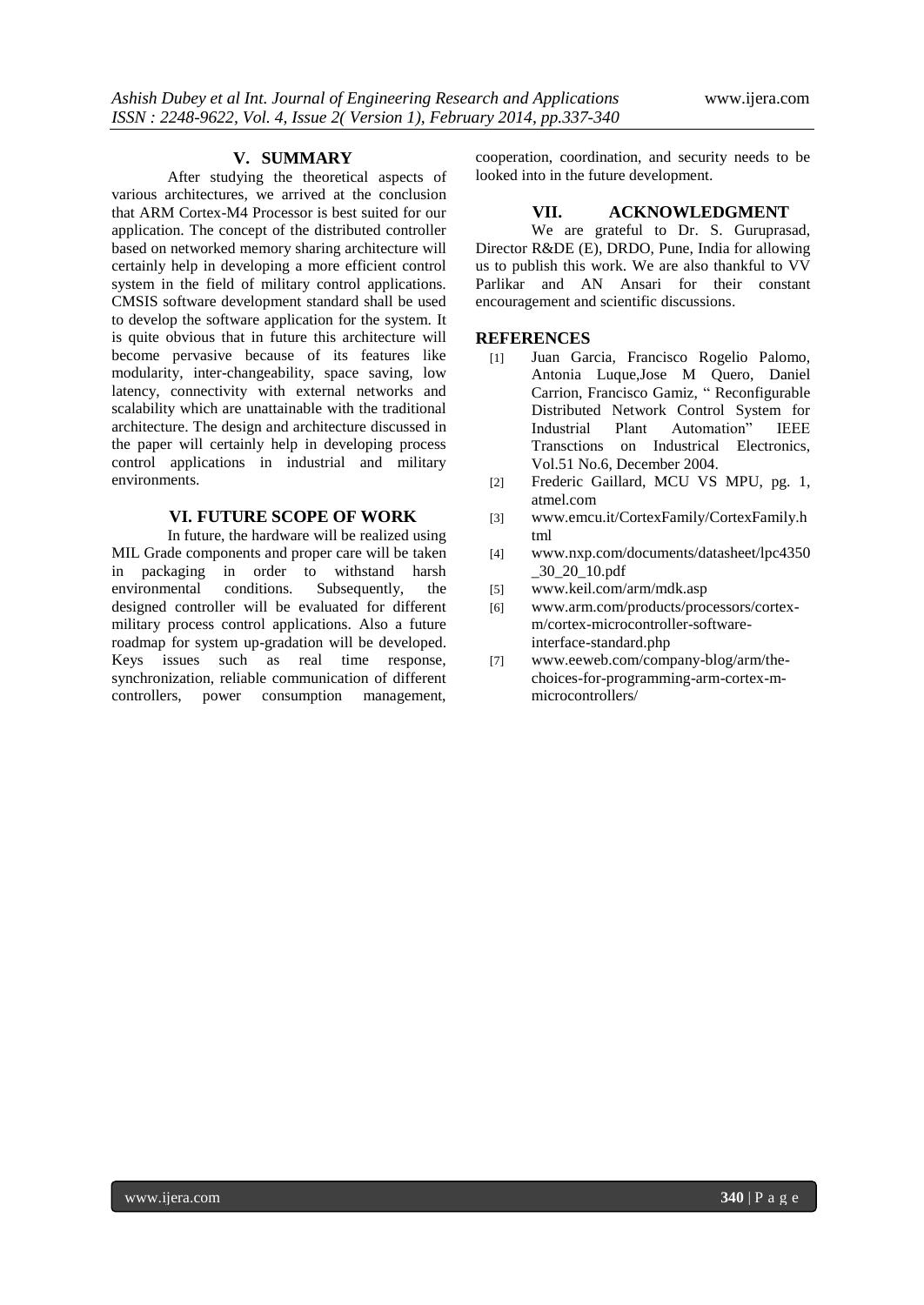## V. SUMMARY

After studying the theoretical aspects of various architectures, we arrived at the conclusion that ARM Cortex-M4 Processor is best suited for our application. The concept of the distributed controller based on networked memory sharing architecture will certainly help in developing a more efficient control system in the field of military control applications. CMSIS software development standard shall be used to develop the software application for the system. It is quite obvious that in future this architecture will become pervasive because of its features like modularity, inter-changeability, space saving, low latency, connectivity with external networks and scalability which are unattainable with the traditional architecture. The design and architecture discussed in the paper will certainly help in developing process control applications in industrial and military environments.

## VI. FUTURE SCOPE OF WORK

In future, the hardware will be realized using MIL Grade components and proper care will be taken in packaging in order to withstand harsh environmental conditions. Subsequently, the designed controller will be evaluated for different military process control applications. Also a future roadmap for system up-gradation will be developed. Keys issues such as real time response, synchronization, reliable communication of different controllers, power consumption management, cooperation, coordination, and security needs to be looked into in the future development.

## VII. ACKNOWLEDGMENT

We are grateful to Dr. S. Guruprasad, Director R&DE (E), DRDO, Pune, India for allowing us to publish this work. We are also thankful to VV Parlikar and AN Ansari for their constant encouragement and scientific discussions.

## REFERENCES

[1] Juan Garcia, Francisco Rogelio Palomo, Antonia Luque,Jose M Quero, Daniel Carrion, Francisco Gamiz, " Reconfigurable Distributed Network Control System for Industrial Plant Automation" IEEE Transctions on Industrical Electronics, Vol.51 No.6, December 2004.

[2] Frederic Gaillard, MCU VS MPU, pg. 1, atmel.com

[3] www.emcu.it/CortexFamily/CortexFamily.html

[4] www.nxp.com/documents/datasheet/lpc4350_30_20_10.pdf

[5] www.keil.com/arm/mdk.asp

[6] www.arm.com/products/processors/cortex-m/cortex-microcontroller-software-interface-standard.php

[7] www.eeweb.com/company-blog/arm/the-choices-for-programming-arm-cortex-m-microcontrollers/